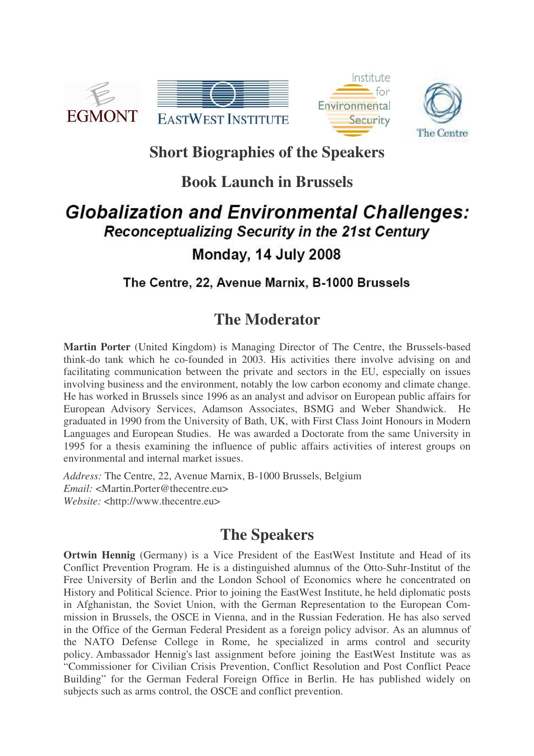# Short Biographies of the Speakers

## Book Launch in Brussels

## *Globalization and Environmental Challenges:*
### *Reconceptualizing Security in the 21st Century*

### Monday, 14 July 2008

**The Centre, 22, Avenue Marnix, B-1000 Brussels**

## The Moderator

**Martin Porter** (United Kingdom) is Managing Director of The Centre, the Brussels-based think-do tank which he co-founded in 2003. His activities there involve advising on and facilitating communication between the private and sectors in the EU, especially on issues involving business and the environment, notably the low carbon economy and climate change. He has worked in Brussels since 1996 as an analyst and advisor on European public affairs for European Advisory Services, Adamson Associates, BSMG and Weber Shandwick. He graduated in 1990 from the University of Bath, UK, with First Class Joint Honours in Modern Languages and European Studies. He was awarded a Doctorate from the same University in 1995 for a thesis examining the influence of public affairs activities of interest groups on environmental and internal market issues.

*Address:* The Centre, 22, Avenue Marnix, B-1000 Brussels, Belgium
*Email:* <Martin.Porter@thecentre.eu>
*Website:* <http://www.thecentre.eu>

## The Speakers

**Ortwin Hennig** (Germany) is a Vice President of the EastWest Institute and Head of its Conflict Prevention Program. He is a distinguished alumnus of the Otto-Suhr-Institut of the Free University of Berlin and the London School of Economics where he concentrated on History and Political Science. Prior to joining the EastWest Institute, he held diplomatic posts in Afghanistan, the Soviet Union, with the German Representation to the European Commission in Brussels, the OSCE in Vienna, and in the Russian Federation. He has also served in the Office of the German Federal President as a foreign policy advisor. As an alumnus of the NATO Defense College in Rome, he specialized in arms control and security policy. Ambassador Hennig's last assignment before joining the EastWest Institute was as "Commissioner for Civilian Crisis Prevention, Conflict Resolution and Post Conflict Peace Building" for the German Federal Foreign Office in Berlin. He has published widely on subjects such as arms control, the OSCE and conflict prevention.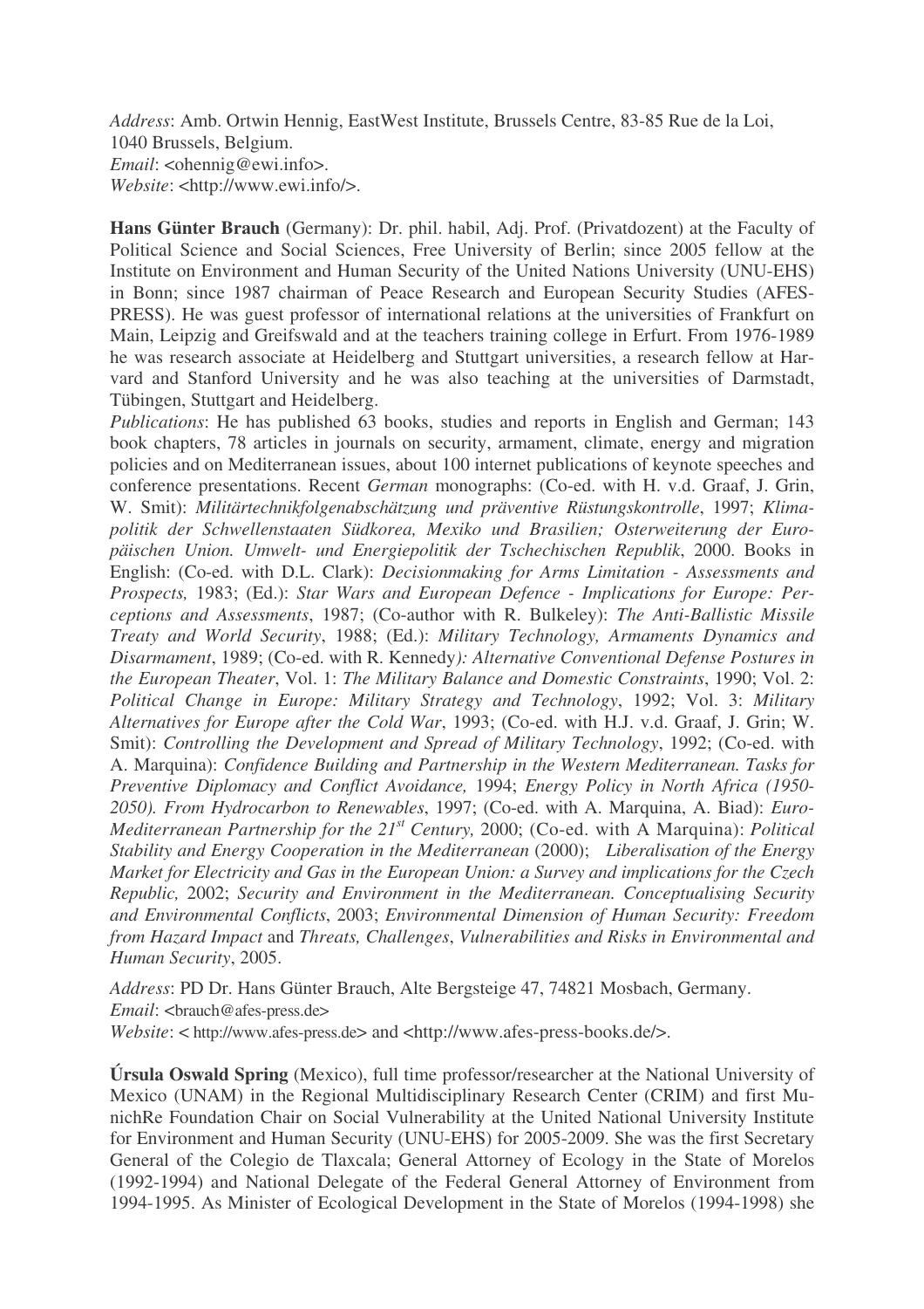*Address*: Amb. Ortwin Hennig, EastWest Institute, Brussels Centre, 83-85 Rue de la Loi, 1040 Brussels, Belgium.
*Email*: <ohennig@ewi.info>.
*Website*: <http://www.ewi.info/>.

**Hans Günter Brauch** (Germany): Dr. phil. habil, Adj. Prof. (Privatdozent) at the Faculty of Political Science and Social Sciences, Free University of Berlin; since 2005 fellow at the Institute on Environment and Human Security of the United Nations University (UNU-EHS) in Bonn; since 1987 chairman of Peace Research and European Security Studies (AFES-PRESS). He was guest professor of international relations at the universities of Frankfurt on Main, Leipzig and Greifswald and at the teachers training college in Erfurt. From 1976-1989 he was research associate at Heidelberg and Stuttgart universities, a research fellow at Harvard and Stanford University and he was also teaching at the universities of Darmstadt, Tübingen, Stuttgart and Heidelberg.

*Publications*: He has published 63 books, studies and reports in English and German; 143 book chapters, 78 articles in journals on security, armament, climate, energy and migration policies and on Mediterranean issues, about 100 internet publications of keynote speeches and conference presentations. Recent *German* monographs: (Co-ed. with H. v.d. Graaf, J. Grin, W. Smit): *Militärtechnikfolgenabschätzung und präventive Rüstungskontrolle*, 1997; *Klimapolitik der Schwellenstaaten Südkorea, Mexiko und Brasilien; Osterweiterung der Europäischen Union. Umwelt- und Energiepolitik der Tschechischen Republik*, 2000. Books in English: (Co-ed. with D.L. Clark): *Decisionmaking for Arms Limitation - Assessments and Prospects,* 1983; (Ed.): *Star Wars and European Defence - Implications for Europe: Perceptions and Assessments*, 1987; (Co-author with R. Bulkeley): *The Anti-Ballistic Missile Treaty and World Security*, 1988; (Ed.): *Military Technology, Armaments Dynamics and Disarmament*, 1989; (Co-ed. with R. Kennedy*): Alternative Conventional Defense Postures in the European Theater*, Vol. 1: *The Military Balance and Domestic Constraints*, 1990; Vol. 2: *Political Change in Europe: Military Strategy and Technology*, 1992; Vol. 3: *Military Alternatives for Europe after the Cold War*, 1993; (Co-ed. with H.J. v.d. Graaf, J. Grin; W. Smit): *Controlling the Development and Spread of Military Technology*, 1992; (Co-ed. with A. Marquina): *Confidence Building and Partnership in the Western Mediterranean. Tasks for Preventive Diplomacy and Conflict Avoidance,* 1994; *Energy Policy in North Africa (1950-2050). From Hydrocarbon to Renewables*, 1997; (Co-ed. with A. Marquina, A. Biad): *Euro-Mediterranean Partnership for the 21st Century,* 2000; (Co-ed. with A Marquina): *Political Stability and Energy Cooperation in the Mediterranean* (2000); *Liberalisation of the Energy Market for Electricity and Gas in the European Union: a Survey and implications for the Czech Republic,* 2002; *Security and Environment in the Mediterranean. Conceptualising Security and Environmental Conflicts*, 2003; *Environmental Dimension of Human Security: Freedom from Hazard Impact* and *Threats, Challenges*, *Vulnerabilities and Risks in Environmental and Human Security*, 2005.

*Address*: PD Dr. Hans Günter Brauch, Alte Bergsteige 47, 74821 Mosbach, Germany.
*Email*: <brauch@afes-press.de>
*Website*: < http://www.afes-press.de> and <http://www.afes-press-books.de/>.

**Úrsula Oswald Spring** (Mexico), full time professor/researcher at the National University of Mexico (UNAM) in the Regional Multidisciplinary Research Center (CRIM) and first MunichRe Foundation Chair on Social Vulnerability at the United National University Institute for Environment and Human Security (UNU-EHS) for 2005-2009. She was the first Secretary General of the Colegio de Tlaxcala; General Attorney of Ecology in the State of Morelos (1992-1994) and National Delegate of the Federal General Attorney of Environment from 1994-1995. As Minister of Ecological Development in the State of Morelos (1994-1998) she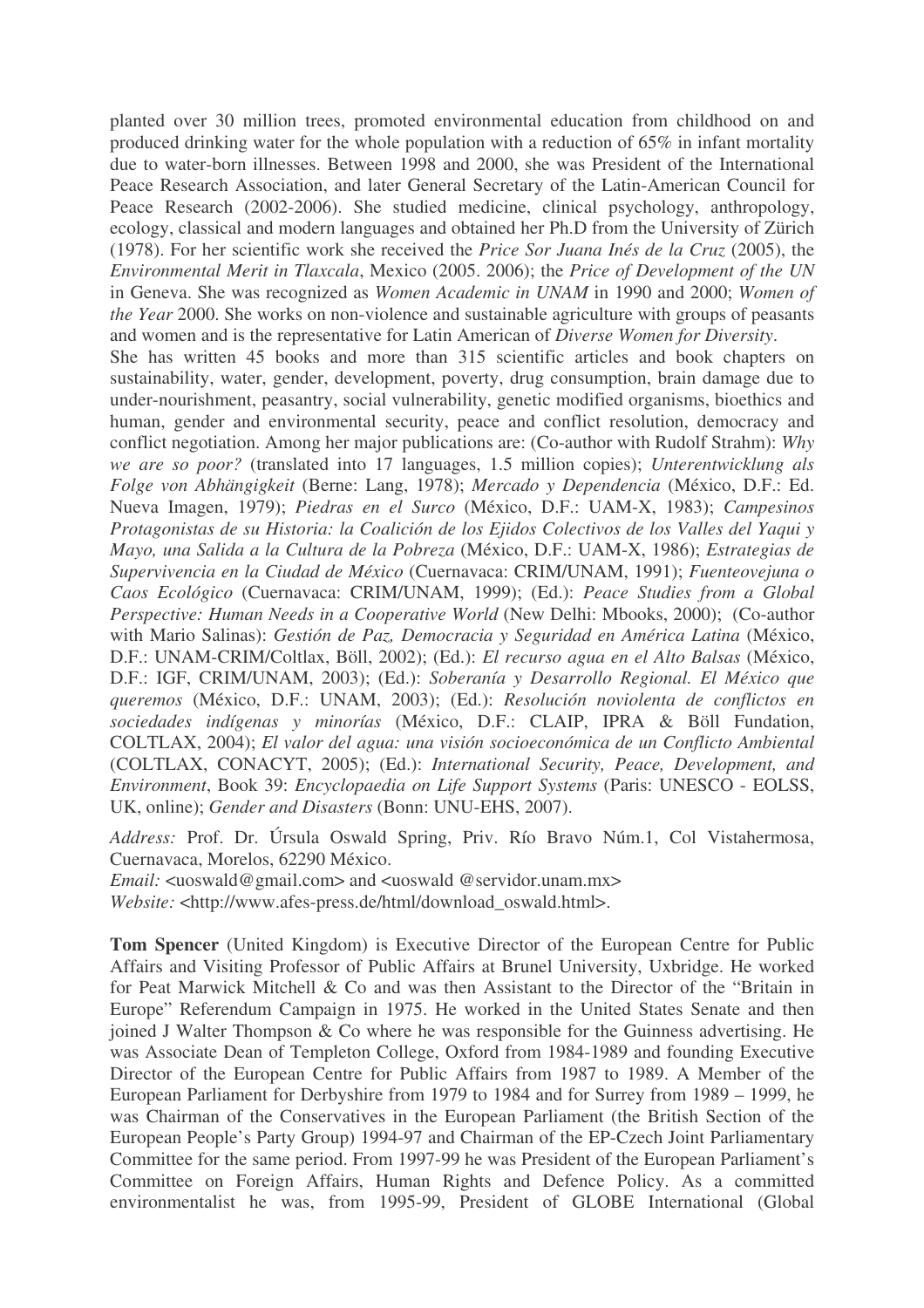planted over 30 million trees, promoted environmental education from childhood on and produced drinking water for the whole population with a reduction of 65% in infant mortality due to water-born illnesses. Between 1998 and 2000, she was President of the International Peace Research Association, and later General Secretary of the Latin-American Council for Peace Research (2002-2006). She studied medicine, clinical psychology, anthropology, ecology, classical and modern languages and obtained her Ph.D from the University of Zürich (1978). For her scientific work she received the *Price Sor Juana Inés de la Cruz* (2005), the *Environmental Merit in Tlaxcala*, Mexico (2005. 2006); the *Price of Development of the UN* in Geneva. She was recognized as *Women Academic in UNAM* in 1990 and 2000; *Women of the Year* 2000. She works on non-violence and sustainable agriculture with groups of peasants and women and is the representative for Latin American of *Diverse Women for Diversity*.

She has written 45 books and more than 315 scientific articles and book chapters on sustainability, water, gender, development, poverty, drug consumption, brain damage due to under-nourishment, peasantry, social vulnerability, genetic modified organisms, bioethics and human, gender and environmental security, peace and conflict resolution, democracy and conflict negotiation. Among her major publications are: (Co-author with Rudolf Strahm): *Why we are so poor?* (translated into 17 languages, 1.5 million copies); *Unterentwicklung als Folge von Abhängigkeit* (Berne: Lang, 1978); *Mercado y Dependencia* (México, D.F.: Ed. Nueva Imagen, 1979); *Piedras en el Surco* (México, D.F.: UAM-X, 1983); *Campesinos Protagonistas de su Historia: la Coalición de los Ejidos Colectivos de los Valles del Yaqui y Mayo, una Salida a la Cultura de la Pobreza* (México, D.F.: UAM-X, 1986); *Estrategias de Supervivencia en la Ciudad de México* (Cuernavaca: CRIM/UNAM, 1991); *Fuenteovejuna o Caos Ecológico* (Cuernavaca: CRIM/UNAM, 1999); (Ed.): *Peace Studies from a Global Perspective: Human Needs in a Cooperative World* (New Delhi: Mbooks, 2000); (Co-author with Mario Salinas): *Gestión de Paz, Democracia y Seguridad en América Latina* (México, D.F.: UNAM-CRIM/Coltlax, Böll, 2002); (Ed.): *El recurso agua en el Alto Balsas* (México, D.F.: IGF, CRIM/UNAM, 2003); (Ed.): *Soberanía y Desarrollo Regional. El México que queremos* (México, D.F.: UNAM, 2003); (Ed.): *Resolución noviolenta de conflictos en sociedades indígenas y minorías* (México, D.F.: CLAIP, IPRA & Böll Fundation, COLTLAX, 2004); *El valor del agua: una visión socioeconómica de un Conflicto Ambiental* (COLTLAX, CONACYT, 2005); (Ed.): *International Security, Peace, Development, and Environment*, Book 39: *Encyclopaedia on Life Support Systems* (Paris: UNESCO - EOLSS, UK, online); *Gender and Disasters* (Bonn: UNU-EHS, 2007).

*Address:* Prof. Dr. Úrsula Oswald Spring, Priv. Río Bravo Núm.1, Col Vistahermosa, Cuernavaca, Morelos, 62290 México.
*Email:* <uoswald@gmail.com> and <uoswald @servidor.unam.mx>
*Website:* <http://www.afes-press.de/html/download_oswald.html>.

**Tom Spencer** (United Kingdom) is Executive Director of the European Centre for Public Affairs and Visiting Professor of Public Affairs at Brunel University, Uxbridge. He worked for Peat Marwick Mitchell & Co and was then Assistant to the Director of the "Britain in Europe" Referendum Campaign in 1975. He worked in the United States Senate and then joined J Walter Thompson & Co where he was responsible for the Guinness advertising. He was Associate Dean of Templeton College, Oxford from 1984-1989 and founding Executive Director of the European Centre for Public Affairs from 1987 to 1989. A Member of the European Parliament for Derbyshire from 1979 to 1984 and for Surrey from 1989 – 1999, he was Chairman of the Conservatives in the European Parliament (the British Section of the European People's Party Group) 1994-97 and Chairman of the EP-Czech Joint Parliamentary Committee for the same period. From 1997-99 he was President of the European Parliament's Committee on Foreign Affairs, Human Rights and Defence Policy. As a committed environmentalist he was, from 1995-99, President of GLOBE International (Global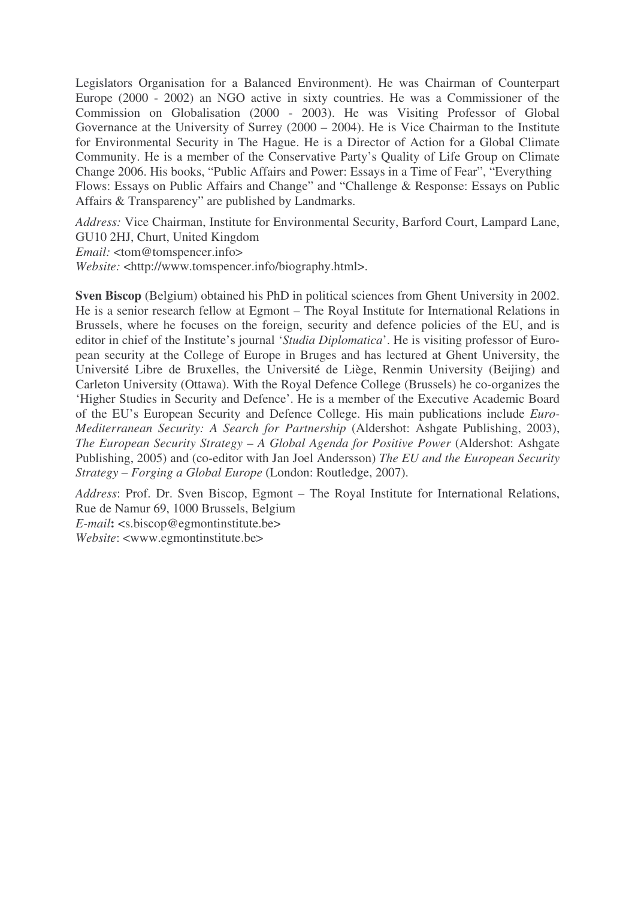Legislators Organisation for a Balanced Environment). He was Chairman of Counterpart Europe (2000 - 2002) an NGO active in sixty countries. He was a Commissioner of the Commission on Globalisation (2000 - 2003). He was Visiting Professor of Global Governance at the University of Surrey (2000 – 2004). He is Vice Chairman to the Institute for Environmental Security in The Hague. He is a Director of Action for a Global Climate Community. He is a member of the Conservative Party's Quality of Life Group on Climate Change 2006. His books, "Public Affairs and Power: Essays in a Time of Fear", "Everything Flows: Essays on Public Affairs and Change" and "Challenge & Response: Essays on Public Affairs & Transparency" are published by Landmarks.

*Address:* Vice Chairman, Institute for Environmental Security, Barford Court, Lampard Lane, GU10 2HJ, Churt, United Kingdom
*Email:* <tom@tomspencer.info>
*Website:* <http://www.tomspencer.info/biography.html>.

**Sven Biscop** (Belgium) obtained his PhD in political sciences from Ghent University in 2002. He is a senior research fellow at Egmont – The Royal Institute for International Relations in Brussels, where he focuses on the foreign, security and defence policies of the EU, and is editor in chief of the Institute's journal '*Studia Diplomatica*'. He is visiting professor of European security at the College of Europe in Bruges and has lectured at Ghent University, the Université Libre de Bruxelles, the Université de Liège, Renmin University (Beijing) and Carleton University (Ottawa). With the Royal Defence College (Brussels) he co-organizes the 'Higher Studies in Security and Defence'. He is a member of the Executive Academic Board of the EU's European Security and Defence College. His main publications include *Euro-Mediterranean Security: A Search for Partnership* (Aldershot: Ashgate Publishing, 2003), *The European Security Strategy – A Global Agenda for Positive Power* (Aldershot: Ashgate Publishing, 2005) and (co-editor with Jan Joel Andersson) *The EU and the European Security Strategy – Forging a Global Europe* (London: Routledge, 2007).

*Address*: Prof. Dr. Sven Biscop, Egmont – The Royal Institute for International Relations, Rue de Namur 69, 1000 Brussels, Belgium
*E-mail***:** <s.biscop@egmontinstitute.be>
*Website*: <www.egmontinstitute.be>